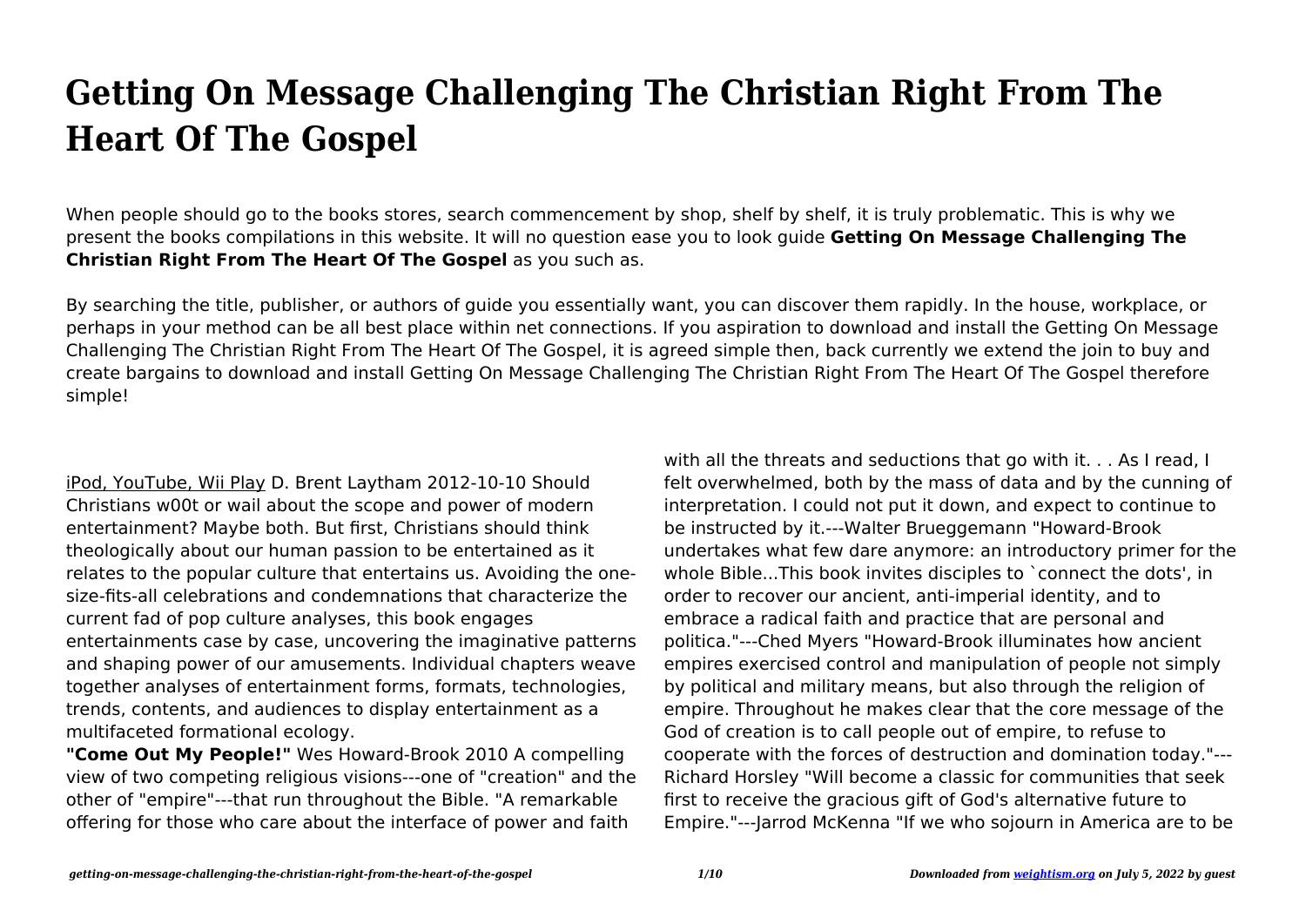# Getting On Message Challenging The Christian Right From The Heart Of The Gospel

When people should go to the books stores, search commencement by shop, shelf by shelf, it is truly problematic. This is why we present the books compilations in this website. It will no question ease you to look guide **Getting On Message Challenging The Christian Right From The Heart Of The Gospel** as you such as.

By searching the title, publisher, or authors of guide you essentially want, you can discover them rapidly. In the house, workplace, or perhaps in your method can be all best place within net connections. If you aspiration to download and install the Getting On Message Challenging The Christian Right From The Heart Of The Gospel, it is agreed simple then, back currently we extend the join to buy and create bargains to download and install Getting On Message Challenging The Christian Right From The Heart Of The Gospel therefore simple!

iPod, YouTube, Wii Play D. Brent Laytham 2012-10-10 Should Christians w00t or wail about the scope and power of modern entertainment? Maybe both. But first, Christians should think theologically about our human passion to be entertained as it relates to the popular culture that entertains us. Avoiding the one-size-fits-all celebrations and condemnations that characterize the current fad of pop culture analyses, this book engages entertainments case by case, uncovering the imaginative patterns and shaping power of our amusements. Individual chapters weave together analyses of entertainment forms, formats, technologies, trends, contents, and audiences to display entertainment as a multifaceted formational ecology.

**"Come Out My People!"** Wes Howard-Brook 2010 A compelling view of two competing religious visions---one of "creation" and the other of "empire"---that run throughout the Bible. "A remarkable offering for those who care about the interface of power and faith with all the threats and seductions that go with it. . . As I read, I felt overwhelmed, both by the mass of data and by the cunning of interpretation. I could not put it down, and expect to continue to be instructed by it.---Walter Brueggemann "Howard-Brook undertakes what few dare anymore: an introductory primer for the whole Bible...This book invites disciples to `connect the dots', in order to recover our ancient, anti-imperial identity, and to embrace a radical faith and practice that are personal and politica."---Ched Myers "Howard-Brook illuminates how ancient empires exercised control and manipulation of people not simply by political and military means, but also through the religion of empire. Throughout he makes clear that the core message of the God of creation is to call people out of empire, to refuse to cooperate with the forces of destruction and domination today."---Richard Horsley "Will become a classic for communities that seek first to receive the gracious gift of God's alternative future to Empire."---Jarrod McKenna "If we who sojourn in America are to be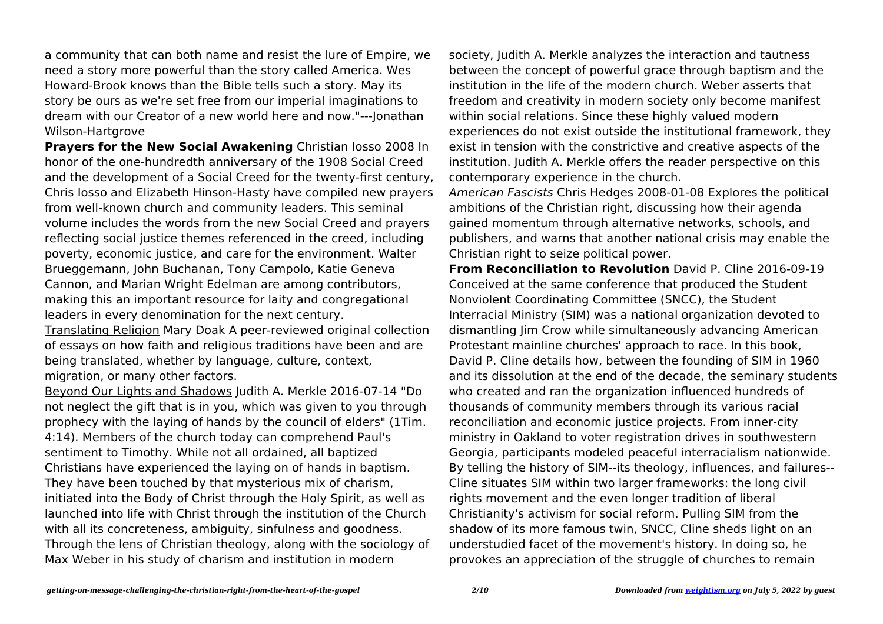a community that can both name and resist the lure of Empire, we need a story more powerful than the story called America. Wes Howard-Brook knows than the Bible tells such a story. May its story be ours as we're set free from our imperial imaginations to dream with our Creator of a new world here and now."---Jonathan Wilson-Hartgrove

**Prayers for the New Social Awakening** Christian Iosso 2008 In honor of the one-hundredth anniversary of the 1908 Social Creed and the development of a Social Creed for the twenty-first century, Chris Iosso and Elizabeth Hinson-Hasty have compiled new prayers from well-known church and community leaders. This seminal volume includes the words from the new Social Creed and prayers reflecting social justice themes referenced in the creed, including poverty, economic justice, and care for the environment. Walter Brueggemann, John Buchanan, Tony Campolo, Katie Geneva Cannon, and Marian Wright Edelman are among contributors, making this an important resource for laity and congregational leaders in every denomination for the next century.

Translating Religion Mary Doak A peer-reviewed original collection of essays on how faith and religious traditions have been and are being translated, whether by language, culture, context, migration, or many other factors.

Beyond Our Lights and Shadows Judith A. Merkle 2016-07-14 "Do not neglect the gift that is in you, which was given to you through prophecy with the laying of hands by the council of elders" (1Tim. 4:14). Members of the church today can comprehend Paul's sentiment to Timothy. While not all ordained, all baptized Christians have experienced the laying on of hands in baptism. They have been touched by that mysterious mix of charism, initiated into the Body of Christ through the Holy Spirit, as well as launched into life with Christ through the institution of the Church with all its concreteness, ambiguity, sinfulness and goodness. Through the lens of Christian theology, along with the sociology of Max Weber in his study of charism and institution in modern society, Judith A. Merkle analyzes the interaction and tautness between the concept of powerful grace through baptism and the institution in the life of the modern church. Weber asserts that freedom and creativity in modern society only become manifest within social relations. Since these highly valued modern experiences do not exist outside the institutional framework, they exist in tension with the constrictive and creative aspects of the institution. Judith A. Merkle offers the reader perspective on this contemporary experience in the church.

*American Fascists* Chris Hedges 2008-01-08 Explores the political ambitions of the Christian right, discussing how their agenda gained momentum through alternative networks, schools, and publishers, and warns that another national crisis may enable the Christian right to seize political power.

**From Reconciliation to Revolution** David P. Cline 2016-09-19 Conceived at the same conference that produced the Student Nonviolent Coordinating Committee (SNCC), the Student Interracial Ministry (SIM) was a national organization devoted to dismantling Jim Crow while simultaneously advancing American Protestant mainline churches' approach to race. In this book, David P. Cline details how, between the founding of SIM in 1960 and its dissolution at the end of the decade, the seminary students who created and ran the organization influenced hundreds of thousands of community members through its various racial reconciliation and economic justice projects. From inner-city ministry in Oakland to voter registration drives in southwestern Georgia, participants modeled peaceful interracialism nationwide. By telling the history of SIM--its theology, influences, and failures--Cline situates SIM within two larger frameworks: the long civil rights movement and the even longer tradition of liberal Christianity's activism for social reform. Pulling SIM from the shadow of its more famous twin, SNCC, Cline sheds light on an understudied facet of the movement's history. In doing so, he provokes an appreciation of the struggle of churches to remain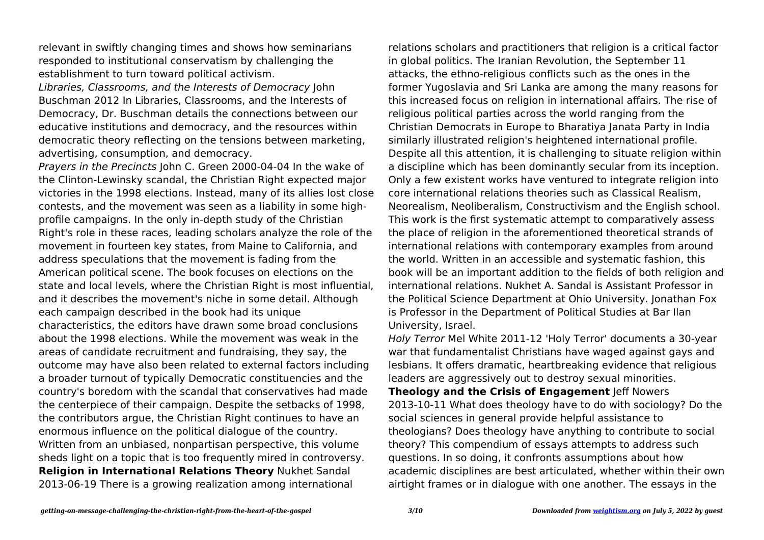relevant in swiftly changing times and shows how seminarians responded to institutional conservatism by challenging the establishment to turn toward political activism.

*Libraries, Classrooms, and the Interests of Democracy* John Buschman 2012 In Libraries, Classrooms, and the Interests of Democracy, Dr. Buschman details the connections between our educative institutions and democracy, and the resources within democratic theory reflecting on the tensions between marketing, advertising, consumption, and democracy.

*Prayers in the Precincts* John C. Green 2000-04-04 In the wake of the Clinton-Lewinsky scandal, the Christian Right expected major victories in the 1998 elections. Instead, many of its allies lost close contests, and the movement was seen as a liability in some high-profile campaigns. In the only in-depth study of the Christian Right's role in these races, leading scholars analyze the role of the movement in fourteen key states, from Maine to California, and address speculations that the movement is fading from the American political scene. The book focuses on elections on the state and local levels, where the Christian Right is most influential, and it describes the movement's niche in some detail. Although each campaign described in the book had its unique characteristics, the editors have drawn some broad conclusions about the 1998 elections. While the movement was weak in the areas of candidate recruitment and fundraising, they say, the outcome may have also been related to external factors including a broader turnout of typically Democratic constituencies and the country's boredom with the scandal that conservatives had made the centerpiece of their campaign. Despite the setbacks of 1998, the contributors argue, the Christian Right continues to have an enormous influence on the political dialogue of the country. Written from an unbiased, nonpartisan perspective, this volume sheds light on a topic that is too frequently mired in controversy.

**Religion in International Relations Theory** Nukhet Sandal 2013-06-19 There is a growing realization among international relations scholars and practitioners that religion is a critical factor in global politics. The Iranian Revolution, the September 11 attacks, the ethno-religious conflicts such as the ones in the former Yugoslavia and Sri Lanka are among the many reasons for this increased focus on religion in international affairs. The rise of religious political parties across the world ranging from the Christian Democrats in Europe to Bharatiya Janata Party in India similarly illustrated religion's heightened international profile. Despite all this attention, it is challenging to situate religion within a discipline which has been dominantly secular from its inception. Only a few existent works have ventured to integrate religion into core international relations theories such as Classical Realism, Neorealism, Neoliberalism, Constructivism and the English school. This work is the first systematic attempt to comparatively assess the place of religion in the aforementioned theoretical strands of international relations with contemporary examples from around the world. Written in an accessible and systematic fashion, this book will be an important addition to the fields of both religion and international relations. Nukhet A. Sandal is Assistant Professor in the Political Science Department at Ohio University. Jonathan Fox is Professor in the Department of Political Studies at Bar Ilan University, Israel.

*Holy Terror* Mel White 2011-12 'Holy Terror' documents a 30-year war that fundamentalist Christians have waged against gays and lesbians. It offers dramatic, heartbreaking evidence that religious leaders are aggressively out to destroy sexual minorities.

**Theology and the Crisis of Engagement** Jeff Nowers 2013-10-11 What does theology have to do with sociology? Do the social sciences in general provide helpful assistance to theologians? Does theology have anything to contribute to social theory? This compendium of essays attempts to address such questions. In so doing, it confronts assumptions about how academic disciplines are best articulated, whether within their own airtight frames or in dialogue with one another. The essays in the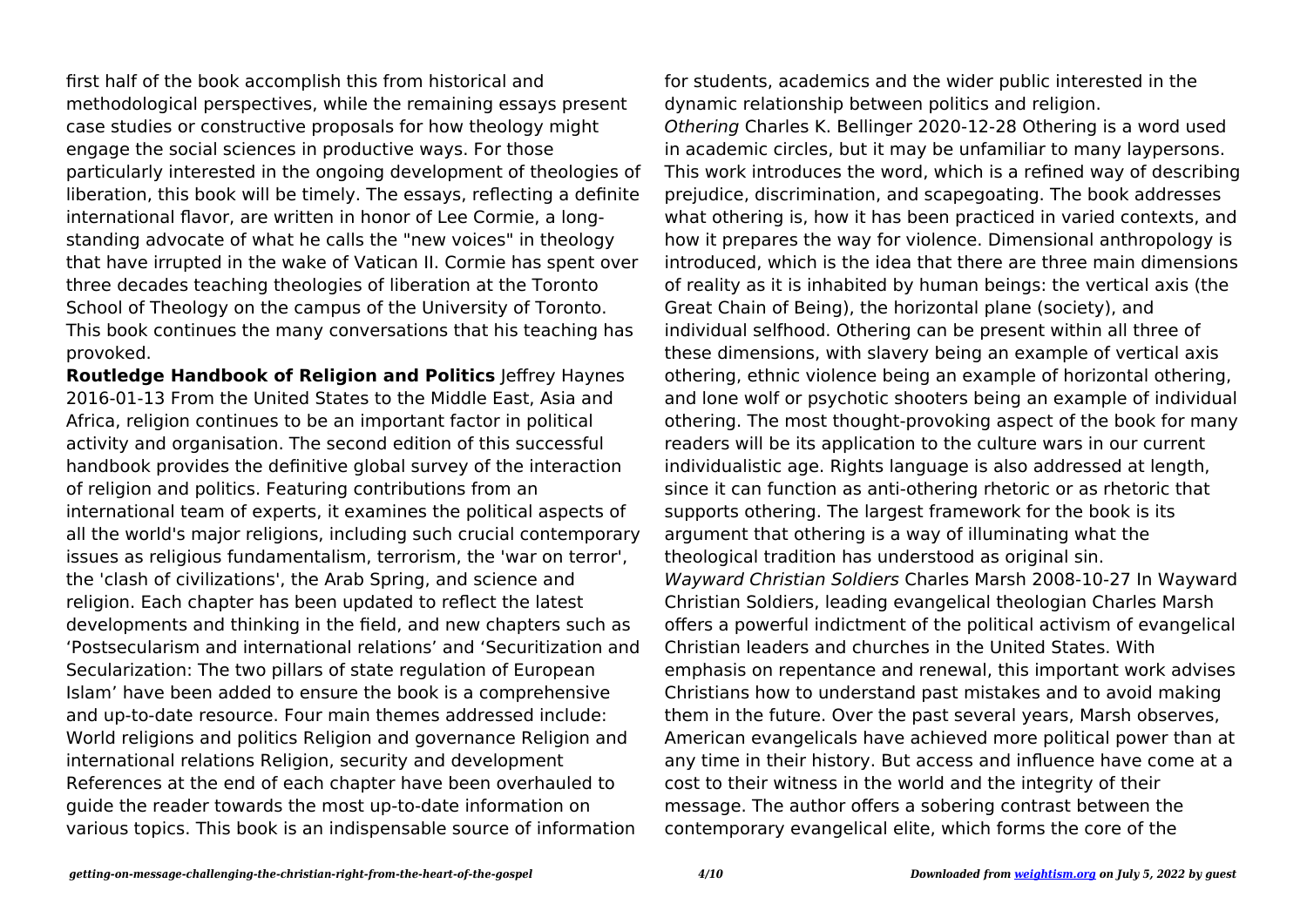first half of the book accomplish this from historical and methodological perspectives, while the remaining essays present case studies or constructive proposals for how theology might engage the social sciences in productive ways. For those particularly interested in the ongoing development of theologies of liberation, this book will be timely. The essays, reflecting a definite international flavor, are written in honor of Lee Cormie, a long-standing advocate of what he calls the "new voices" in theology that have irrupted in the wake of Vatican II. Cormie has spent over three decades teaching theologies of liberation at the Toronto School of Theology on the campus of the University of Toronto. This book continues the many conversations that his teaching has provoked.

**Routledge Handbook of Religion and Politics** Jeffrey Haynes 2016-01-13 From the United States to the Middle East, Asia and Africa, religion continues to be an important factor in political activity and organisation. The second edition of this successful handbook provides the definitive global survey of the interaction of religion and politics. Featuring contributions from an international team of experts, it examines the political aspects of all the world's major religions, including such crucial contemporary issues as religious fundamentalism, terrorism, the 'war on terror', the 'clash of civilizations', the Arab Spring, and science and religion. Each chapter has been updated to reflect the latest developments and thinking in the field, and new chapters such as 'Postsecularism and international relations' and 'Securitization and Secularization: The two pillars of state regulation of European Islam' have been added to ensure the book is a comprehensive and up-to-date resource. Four main themes addressed include: World religions and politics Religion and governance Religion and international relations Religion, security and development References at the end of each chapter have been overhauled to guide the reader towards the most up-to-date information on various topics. This book is an indispensable source of information for students, academics and the wider public interested in the dynamic relationship between politics and religion.

*Othering* Charles K. Bellinger 2020-12-28 Othering is a word used in academic circles, but it may be unfamiliar to many laypersons. This work introduces the word, which is a refined way of describing prejudice, discrimination, and scapegoating. The book addresses what othering is, how it has been practiced in varied contexts, and how it prepares the way for violence. Dimensional anthropology is introduced, which is the idea that there are three main dimensions of reality as it is inhabited by human beings: the vertical axis (the Great Chain of Being), the horizontal plane (society), and individual selfhood. Othering can be present within all three of these dimensions, with slavery being an example of vertical axis othering, ethnic violence being an example of horizontal othering, and lone wolf or psychotic shooters being an example of individual othering. The most thought-provoking aspect of the book for many readers will be its application to the culture wars in our current individualistic age. Rights language is also addressed at length, since it can function as anti-othering rhetoric or as rhetoric that supports othering. The largest framework for the book is its argument that othering is a way of illuminating what the theological tradition has understood as original sin.

*Wayward Christian Soldiers* Charles Marsh 2008-10-27 In Wayward Christian Soldiers, leading evangelical theologian Charles Marsh offers a powerful indictment of the political activism of evangelical Christian leaders and churches in the United States. With emphasis on repentance and renewal, this important work advises Christians how to understand past mistakes and to avoid making them in the future. Over the past several years, Marsh observes, American evangelicals have achieved more political power than at any time in their history. But access and influence have come at a cost to their witness in the world and the integrity of their message. The author offers a sobering contrast between the contemporary evangelical elite, which forms the core of the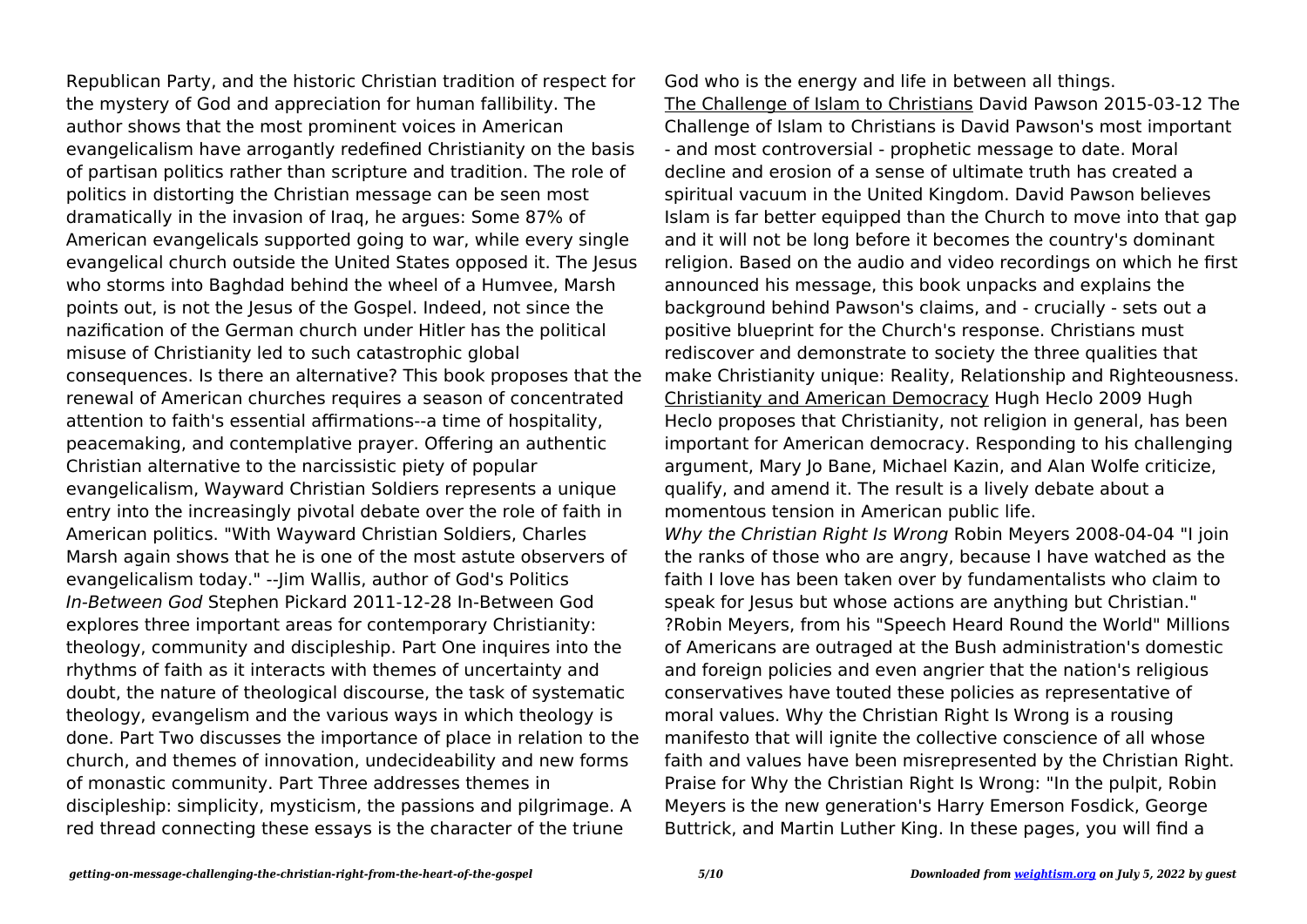Republican Party, and the historic Christian tradition of respect for the mystery of God and appreciation for human fallibility. The author shows that the most prominent voices in American evangelicalism have arrogantly redefined Christianity on the basis of partisan politics rather than scripture and tradition. The role of politics in distorting the Christian message can be seen most dramatically in the invasion of Iraq, he argues: Some 87% of American evangelicals supported going to war, while every single evangelical church outside the United States opposed it. The Jesus who storms into Baghdad behind the wheel of a Humvee, Marsh points out, is not the Jesus of the Gospel. Indeed, not since the nazification of the German church under Hitler has the political misuse of Christianity led to such catastrophic global consequences. Is there an alternative? This book proposes that the renewal of American churches requires a season of concentrated attention to faith's essential affirmations--a time of hospitality, peacemaking, and contemplative prayer. Offering an authentic Christian alternative to the narcissistic piety of popular evangelicalism, Wayward Christian Soldiers represents a unique entry into the increasingly pivotal debate over the role of faith in American politics. "With Wayward Christian Soldiers, Charles Marsh again shows that he is one of the most astute observers of evangelicalism today." --Jim Wallis, author of God's Politics

*In-Between God* Stephen Pickard 2011-12-28 In-Between God explores three important areas for contemporary Christianity: theology, community and discipleship. Part One inquires into the rhythms of faith as it interacts with themes of uncertainty and doubt, the nature of theological discourse, the task of systematic theology, evangelism and the various ways in which theology is done. Part Two discusses the importance of place in relation to the church, and themes of innovation, undecideability and new forms of monastic community. Part Three addresses themes in discipleship: simplicity, mysticism, the passions and pilgrimage. A red thread connecting these essays is the character of the triune God who is the energy and life in between all things.

The Challenge of Islam to Christians David Pawson 2015-03-12 The Challenge of Islam to Christians is David Pawson's most important - and most controversial - prophetic message to date. Moral decline and erosion of a sense of ultimate truth has created a spiritual vacuum in the United Kingdom. David Pawson believes Islam is far better equipped than the Church to move into that gap and it will not be long before it becomes the country's dominant religion. Based on the audio and video recordings on which he first announced his message, this book unpacks and explains the background behind Pawson's claims, and - crucially - sets out a positive blueprint for the Church's response. Christians must rediscover and demonstrate to society the three qualities that make Christianity unique: Reality, Relationship and Righteousness.

Christianity and American Democracy Hugh Heclo 2009 Hugh Heclo proposes that Christianity, not religion in general, has been important for American democracy. Responding to his challenging argument, Mary Jo Bane, Michael Kazin, and Alan Wolfe criticize, qualify, and amend it. The result is a lively debate about a momentous tension in American public life.

*Why the Christian Right Is Wrong* Robin Meyers 2008-04-04 "I join the ranks of those who are angry, because I have watched as the faith I love has been taken over by fundamentalists who claim to speak for Jesus but whose actions are anything but Christian." ?Robin Meyers, from his "Speech Heard Round the World" Millions of Americans are outraged at the Bush administration's domestic and foreign policies and even angrier that the nation's religious conservatives have touted these policies as representative of moral values. Why the Christian Right Is Wrong is a rousing manifesto that will ignite the collective conscience of all whose faith and values have been misrepresented by the Christian Right. Praise for Why the Christian Right Is Wrong: "In the pulpit, Robin Meyers is the new generation's Harry Emerson Fosdick, George Buttrick, and Martin Luther King. In these pages, you will find a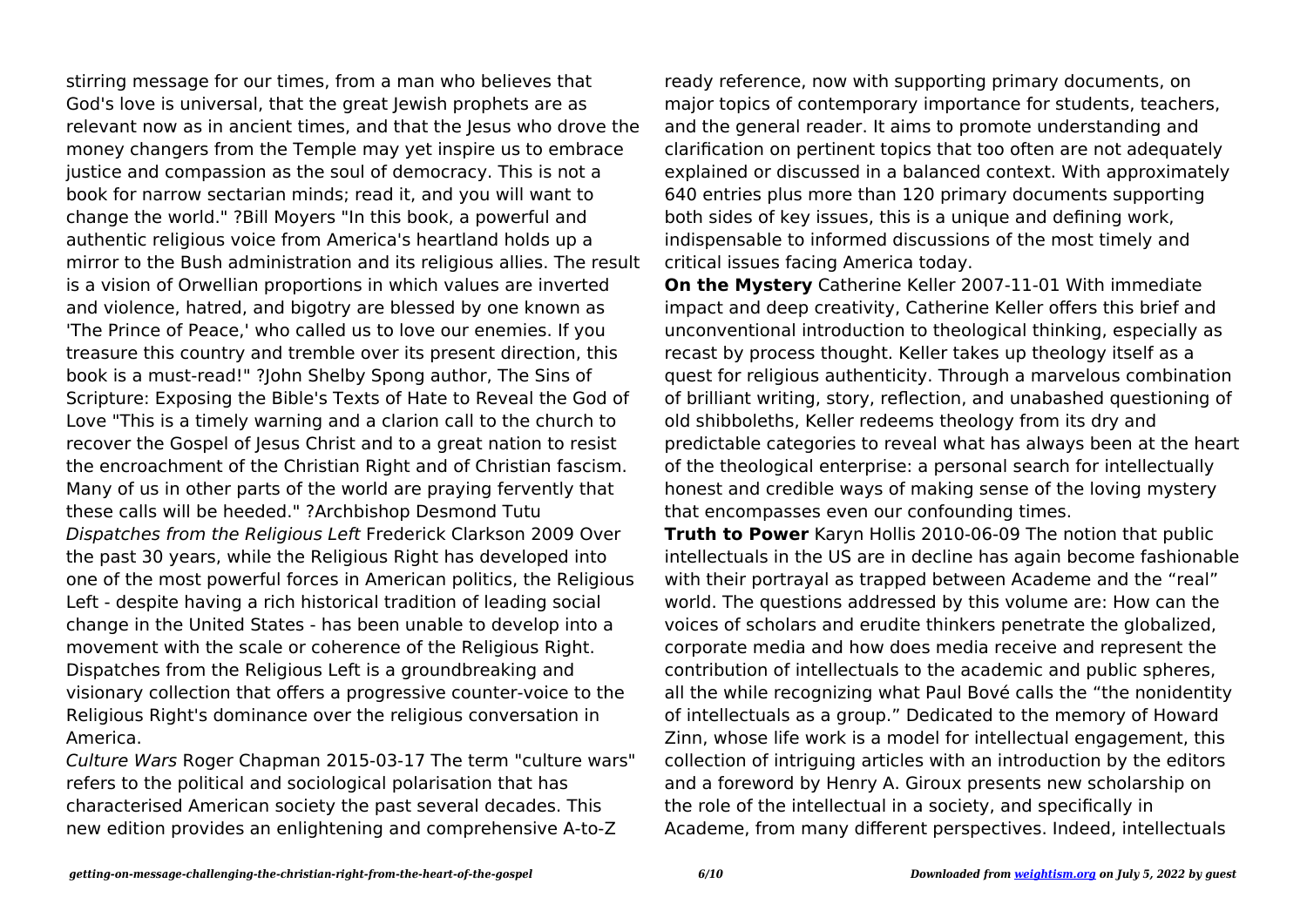stirring message for our times, from a man who believes that God's love is universal, that the great Jewish prophets are as relevant now as in ancient times, and that the Jesus who drove the money changers from the Temple may yet inspire us to embrace justice and compassion as the soul of democracy. This is not a book for narrow sectarian minds; read it, and you will want to change the world." ?Bill Moyers "In this book, a powerful and authentic religious voice from America's heartland holds up a mirror to the Bush administration and its religious allies. The result is a vision of Orwellian proportions in which values are inverted and violence, hatred, and bigotry are blessed by one known as 'The Prince of Peace,' who called us to love our enemies. If you treasure this country and tremble over its present direction, this book is a must-read!" ?John Shelby Spong author, The Sins of Scripture: Exposing the Bible's Texts of Hate to Reveal the God of Love "This is a timely warning and a clarion call to the church to recover the Gospel of Jesus Christ and to a great nation to resist the encroachment of the Christian Right and of Christian fascism. Many of us in other parts of the world are praying fervently that these calls will be heeded." ?Archbishop Desmond Tutu

*Dispatches from the Religious Left* Frederick Clarkson 2009 Over the past 30 years, while the Religious Right has developed into one of the most powerful forces in American politics, the Religious Left - despite having a rich historical tradition of leading social change in the United States - has been unable to develop into a movement with the scale or coherence of the Religious Right. Dispatches from the Religious Left is a groundbreaking and visionary collection that offers a progressive counter-voice to the Religious Right's dominance over the religious conversation in America.

*Culture Wars* Roger Chapman 2015-03-17 The term "culture wars" refers to the political and sociological polarisation that has characterised American society the past several decades. This new edition provides an enlightening and comprehensive A-to-Z ready reference, now with supporting primary documents, on major topics of contemporary importance for students, teachers, and the general reader. It aims to promote understanding and clarification on pertinent topics that too often are not adequately explained or discussed in a balanced context. With approximately 640 entries plus more than 120 primary documents supporting both sides of key issues, this is a unique and defining work, indispensable to informed discussions of the most timely and critical issues facing America today.

**On the Mystery** Catherine Keller 2007-11-01 With immediate impact and deep creativity, Catherine Keller offers this brief and unconventional introduction to theological thinking, especially as recast by process thought. Keller takes up theology itself as a quest for religious authenticity. Through a marvelous combination of brilliant writing, story, reflection, and unabashed questioning of old shibboleths, Keller redeems theology from its dry and predictable categories to reveal what has always been at the heart of the theological enterprise: a personal search for intellectually honest and credible ways of making sense of the loving mystery that encompasses even our confounding times.

**Truth to Power** Karyn Hollis 2010-06-09 The notion that public intellectuals in the US are in decline has again become fashionable with their portrayal as trapped between Academe and the "real" world. The questions addressed by this volume are: How can the voices of scholars and erudite thinkers penetrate the globalized, corporate media and how does media receive and represent the contribution of intellectuals to the academic and public spheres, all the while recognizing what Paul Bové calls the "the nonidentity of intellectuals as a group." Dedicated to the memory of Howard Zinn, whose life work is a model for intellectual engagement, this collection of intriguing articles with an introduction by the editors and a foreword by Henry A. Giroux presents new scholarship on the role of the intellectual in a society, and specifically in Academe, from many different perspectives. Indeed, intellectuals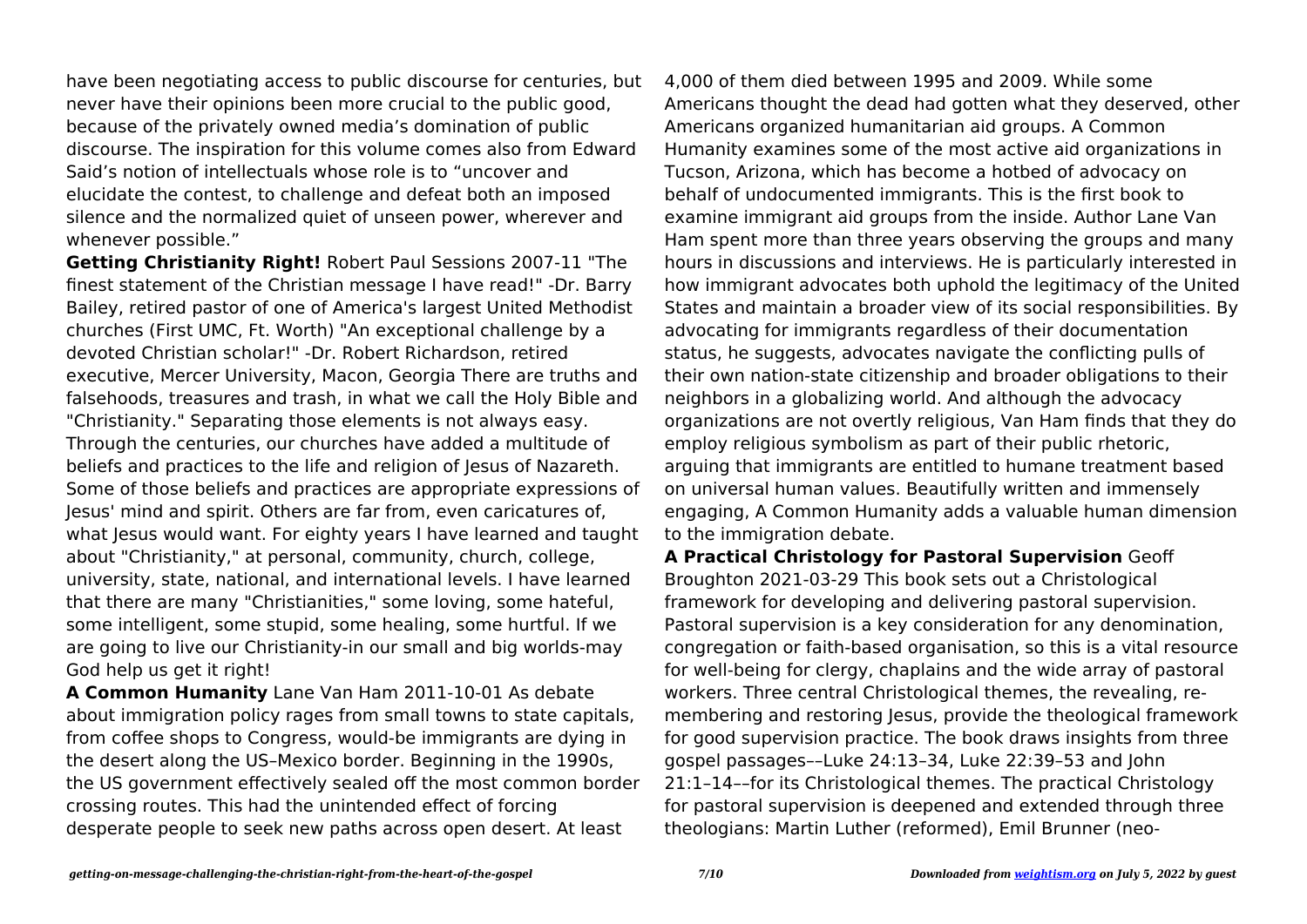have been negotiating access to public discourse for centuries, but never have their opinions been more crucial to the public good, because of the privately owned media's domination of public discourse. The inspiration for this volume comes also from Edward Said's notion of intellectuals whose role is to "uncover and elucidate the contest, to challenge and defeat both an imposed silence and the normalized quiet of unseen power, wherever and whenever possible."

**Getting Christianity Right!** Robert Paul Sessions 2007-11 "The finest statement of the Christian message I have read!" -Dr. Barry Bailey, retired pastor of one of America's largest United Methodist churches (First UMC, Ft. Worth) "An exceptional challenge by a devoted Christian scholar!" -Dr. Robert Richardson, retired executive, Mercer University, Macon, Georgia There are truths and falsehoods, treasures and trash, in what we call the Holy Bible and "Christianity." Separating those elements is not always easy. Through the centuries, our churches have added a multitude of beliefs and practices to the life and religion of Jesus of Nazareth. Some of those beliefs and practices are appropriate expressions of Jesus' mind and spirit. Others are far from, even caricatures of, what Jesus would want. For eighty years I have learned and taught about "Christianity," at personal, community, church, college, university, state, national, and international levels. I have learned that there are many "Christianities," some loving, some hateful, some intelligent, some stupid, some healing, some hurtful. If we are going to live our Christianity-in our small and big worlds-may God help us get it right!

**A Common Humanity** Lane Van Ham 2011-10-01 As debate about immigration policy rages from small towns to state capitals, from coffee shops to Congress, would-be immigrants are dying in the desert along the US–Mexico border. Beginning in the 1990s, the US government effectively sealed off the most common border crossing routes. This had the unintended effect of forcing desperate people to seek new paths across open desert. At least 4,000 of them died between 1995 and 2009. While some Americans thought the dead had gotten what they deserved, other Americans organized humanitarian aid groups. A Common Humanity examines some of the most active aid organizations in Tucson, Arizona, which has become a hotbed of advocacy on behalf of undocumented immigrants. This is the first book to examine immigrant aid groups from the inside. Author Lane Van Ham spent more than three years observing the groups and many hours in discussions and interviews. He is particularly interested in how immigrant advocates both uphold the legitimacy of the United States and maintain a broader view of its social responsibilities. By advocating for immigrants regardless of their documentation status, he suggests, advocates navigate the conflicting pulls of their own nation-state citizenship and broader obligations to their neighbors in a globalizing world. And although the advocacy organizations are not overtly religious, Van Ham finds that they do employ religious symbolism as part of their public rhetoric, arguing that immigrants are entitled to humane treatment based on universal human values. Beautifully written and immensely engaging, A Common Humanity adds a valuable human dimension to the immigration debate.

**A Practical Christology for Pastoral Supervision** Geoff Broughton 2021-03-29 This book sets out a Christological framework for developing and delivering pastoral supervision. Pastoral supervision is a key consideration for any denomination, congregation or faith-based organisation, so this is a vital resource for well-being for clergy, chaplains and the wide array of pastoral workers. Three central Christological themes, the revealing, re-membering and restoring Jesus, provide the theological framework for good supervision practice. The book draws insights from three gospel passages––Luke 24:13–34, Luke 22:39–53 and John 21:1–14––for its Christological themes. The practical Christology for pastoral supervision is deepened and extended through three theologians: Martin Luther (reformed), Emil Brunner (neo-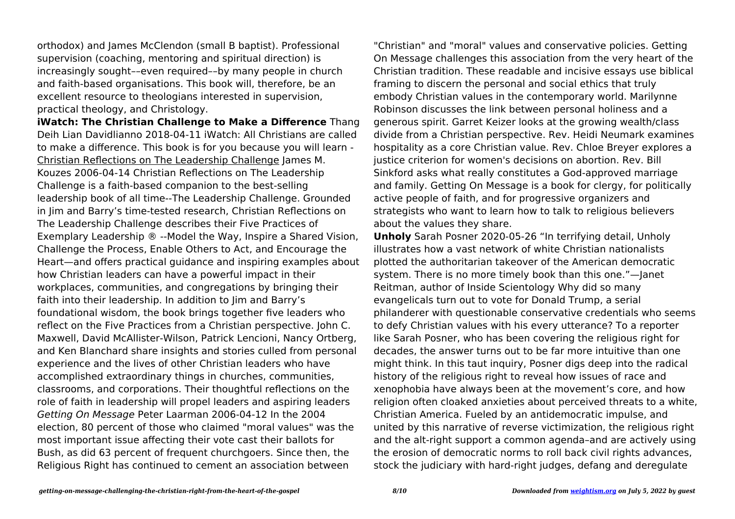orthodox) and James McClendon (small B baptist). Professional supervision (coaching, mentoring and spiritual direction) is increasingly sought––even required––by many people in church and faith-based organisations. This book will, therefore, be an excellent resource to theologians interested in supervision, practical theology, and Christology.

**iWatch: The Christian Challenge to Make a Difference** Thang Deih Lian Davidlianno 2018-04-11 iWatch: All Christians are called to make a difference. This book is for you because you will learn - Christian Reflections on The Leadership Challenge James M. Kouzes 2006-04-14 Christian Reflections on The Leadership Challenge is a faith-based companion to the best-selling leadership book of all time--The Leadership Challenge. Grounded in Jim and Barry's time-tested research, Christian Reflections on The Leadership Challenge describes their Five Practices of Exemplary Leadership ® --Model the Way, Inspire a Shared Vision, Challenge the Process, Enable Others to Act, and Encourage the Heart—and offers practical guidance and inspiring examples about how Christian leaders can have a powerful impact in their workplaces, communities, and congregations by bringing their faith into their leadership. In addition to Jim and Barry's foundational wisdom, the book brings together five leaders who reflect on the Five Practices from a Christian perspective. John C. Maxwell, David McAllister-Wilson, Patrick Lencioni, Nancy Ortberg, and Ken Blanchard share insights and stories culled from personal experience and the lives of other Christian leaders who have accomplished extraordinary things in churches, communities, classrooms, and corporations. Their thoughtful reflections on the role of faith in leadership will propel leaders and aspiring leaders *Getting On Message* Peter Laarman 2006-04-12 In the 2004 election, 80 percent of those who claimed "moral values" was the most important issue affecting their vote cast their ballots for Bush, as did 63 percent of frequent churchgoers. Since then, the Religious Right has continued to cement an association between "Christian" and "moral" values and conservative policies. Getting On Message challenges this association from the very heart of the Christian tradition. These readable and incisive essays use biblical framing to discern the personal and social ethics that truly embody Christian values in the contemporary world. Marilynne Robinson discusses the link between personal holiness and a generous spirit. Garret Keizer looks at the growing wealth/class divide from a Christian perspective. Rev. Heidi Neumark examines hospitality as a core Christian value. Rev. Chloe Breyer explores a justice criterion for women's decisions on abortion. Rev. Bill Sinkford asks what really constitutes a God-approved marriage and family. Getting On Message is a book for clergy, for politically active people of faith, and for progressive organizers and strategists who want to learn how to talk to religious believers about the values they share.

**Unholy** Sarah Posner 2020-05-26 "In terrifying detail, Unholy illustrates how a vast network of white Christian nationalists plotted the authoritarian takeover of the American democratic system. There is no more timely book than this one."—Janet Reitman, author of Inside Scientology Why did so many evangelicals turn out to vote for Donald Trump, a serial philanderer with questionable conservative credentials who seems to defy Christian values with his every utterance? To a reporter like Sarah Posner, who has been covering the religious right for decades, the answer turns out to be far more intuitive than one might think. In this taut inquiry, Posner digs deep into the radical history of the religious right to reveal how issues of race and xenophobia have always been at the movement's core, and how religion often cloaked anxieties about perceived threats to a white, Christian America. Fueled by an antidemocratic impulse, and united by this narrative of reverse victimization, the religious right and the alt-right support a common agenda–and are actively using the erosion of democratic norms to roll back civil rights advances, stock the judiciary with hard-right judges, defang and deregulate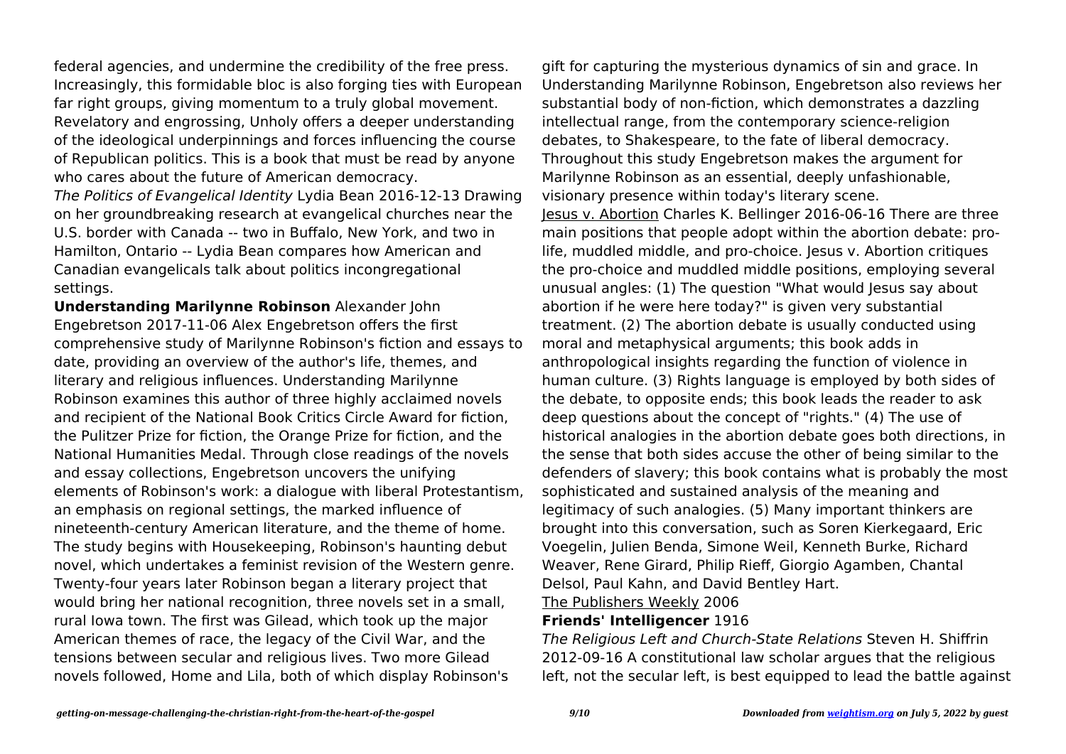federal agencies, and undermine the credibility of the free press. Increasingly, this formidable bloc is also forging ties with European far right groups, giving momentum to a truly global movement. Revelatory and engrossing, Unholy offers a deeper understanding of the ideological underpinnings and forces influencing the course of Republican politics. This is a book that must be read by anyone who cares about the future of American democracy.

*The Politics of Evangelical Identity* Lydia Bean 2016-12-13 Drawing on her groundbreaking research at evangelical churches near the U.S. border with Canada -- two in Buffalo, New York, and two in Hamilton, Ontario -- Lydia Bean compares how American and Canadian evangelicals talk about politics incongregational settings.

**Understanding Marilynne Robinson** Alexander John Engebretson 2017-11-06 Alex Engebretson offers the first comprehensive study of Marilynne Robinson's fiction and essays to date, providing an overview of the author's life, themes, and literary and religious influences. Understanding Marilynne Robinson examines this author of three highly acclaimed novels and recipient of the National Book Critics Circle Award for fiction, the Pulitzer Prize for fiction, the Orange Prize for fiction, and the National Humanities Medal. Through close readings of the novels and essay collections, Engebretson uncovers the unifying elements of Robinson's work: a dialogue with liberal Protestantism, an emphasis on regional settings, the marked influence of nineteenth-century American literature, and the theme of home. The study begins with Housekeeping, Robinson's haunting debut novel, which undertakes a feminist revision of the Western genre. Twenty-four years later Robinson began a literary project that would bring her national recognition, three novels set in a small, rural Iowa town. The first was Gilead, which took up the major American themes of race, the legacy of the Civil War, and the tensions between secular and religious lives. Two more Gilead novels followed, Home and Lila, both of which display Robinson's gift for capturing the mysterious dynamics of sin and grace. In Understanding Marilynne Robinson, Engebretson also reviews her substantial body of non-fiction, which demonstrates a dazzling intellectual range, from the contemporary science-religion debates, to Shakespeare, to the fate of liberal democracy. Throughout this study Engebretson makes the argument for Marilynne Robinson as an essential, deeply unfashionable, visionary presence within today's literary scene.

Jesus v. Abortion Charles K. Bellinger 2016-06-16 There are three main positions that people adopt within the abortion debate: pro-life, muddled middle, and pro-choice. Jesus v. Abortion critiques the pro-choice and muddled middle positions, employing several unusual angles: (1) The question "What would Jesus say about abortion if he were here today?" is given very substantial treatment. (2) The abortion debate is usually conducted using moral and metaphysical arguments; this book adds in anthropological insights regarding the function of violence in human culture. (3) Rights language is employed by both sides of the debate, to opposite ends; this book leads the reader to ask deep questions about the concept of "rights." (4) The use of historical analogies in the abortion debate goes both directions, in the sense that both sides accuse the other of being similar to the defenders of slavery; this book contains what is probably the most sophisticated and sustained analysis of the meaning and legitimacy of such analogies. (5) Many important thinkers are brought into this conversation, such as Soren Kierkegaard, Eric Voegelin, Julien Benda, Simone Weil, Kenneth Burke, Richard Weaver, Rene Girard, Philip Rieff, Giorgio Agamben, Chantal Delsol, Paul Kahn, and David Bentley Hart.

The Publishers Weekly 2006

**Friends' Intelligencer** 1916

*The Religious Left and Church-State Relations* Steven H. Shiffrin 2012-09-16 A constitutional law scholar argues that the religious left, not the secular left, is best equipped to lead the battle against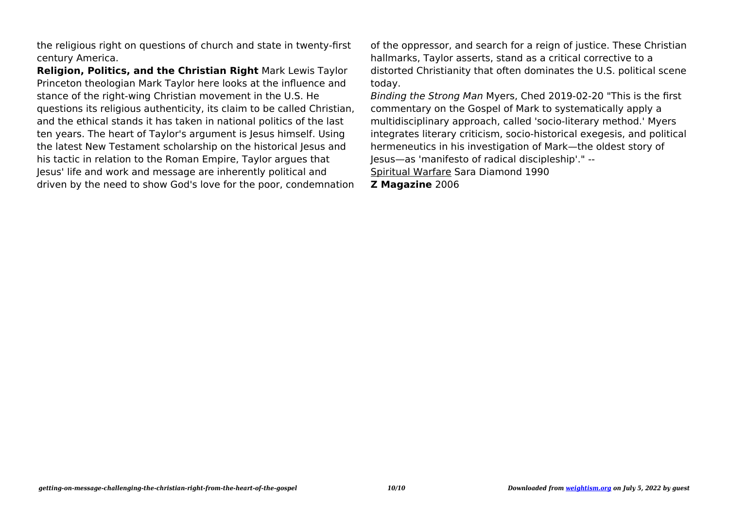the religious right on questions of church and state in twenty-first century America.

**Religion, Politics, and the Christian Right** Mark Lewis Taylor Princeton theologian Mark Taylor here looks at the influence and stance of the right-wing Christian movement in the U.S. He questions its religious authenticity, its claim to be called Christian, and the ethical stands it has taken in national politics of the last ten years. The heart of Taylor's argument is Jesus himself. Using the latest New Testament scholarship on the historical Jesus and his tactic in relation to the Roman Empire, Taylor argues that Jesus' life and work and message are inherently political and driven by the need to show God's love for the poor, condemnation of the oppressor, and search for a reign of justice. These Christian hallmarks, Taylor asserts, stand as a critical corrective to a distorted Christianity that often dominates the U.S. political scene today.

*Binding the Strong Man* Myers, Ched 2019-02-20 "This is the first commentary on the Gospel of Mark to systematically apply a multidisciplinary approach, called 'socio-literary method.' Myers integrates literary criticism, socio-historical exegesis, and political hermeneutics in his investigation of Mark—the oldest story of Jesus—as 'manifesto of radical discipleship'." --

Spiritual Warfare Sara Diamond 1990

**Z Magazine** 2006